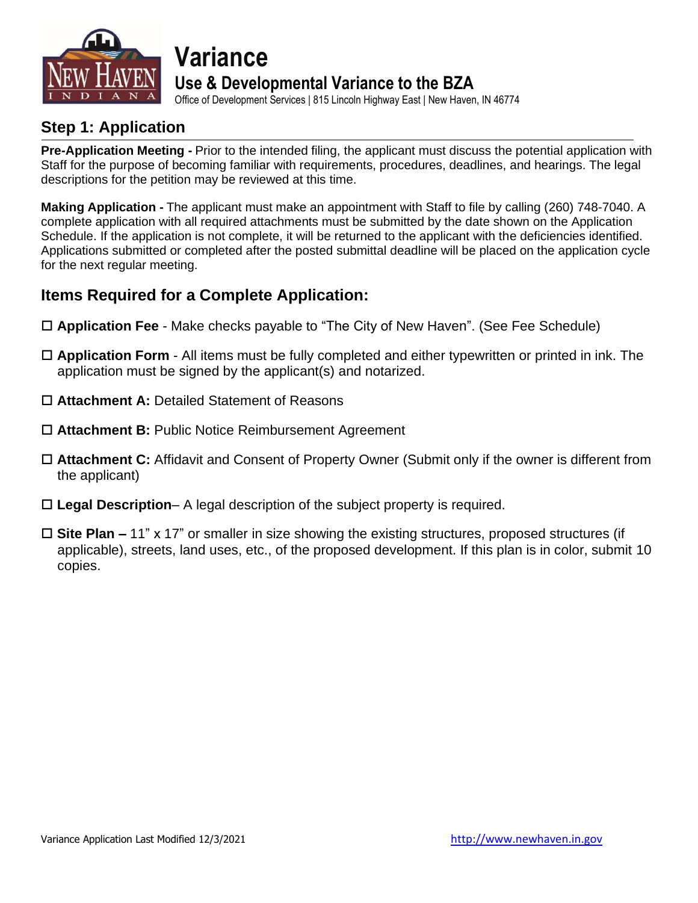# Variance

## Use & Developmental Variance to the BZA

Office of Development Services | 815 Lincoln Highway East | New Haven, IN 46774

## Step 1: Application

**Pre-Application Meeting -** Prior to the intended filing, the applicant must discuss the potential application with Staff for the purpose of becoming familiar with requirements, procedures, deadlines, and hearings. The legal descriptions for the petition may be reviewed at this time.

**Making Application -** The applicant must make an appointment with Staff to file by calling (260) 748-7040. A complete application with all required attachments must be submitted by the date shown on the Application Schedule. If the application is not complete, it will be returned to the applicant with the deficiencies identified. Applications submitted or completed after the posted submittal deadline will be placed on the application cycle for the next regular meeting.

### Items Required for a Complete Application:

- ☐ **Application Fee** - Make checks payable to "The City of New Haven". (See Fee Schedule)
- ☐ **Application Form** - All items must be fully completed and either typewritten or printed in ink. The application must be signed by the applicant(s) and notarized.
- ☐ **Attachment A:** Detailed Statement of Reasons
- ☐ **Attachment B:** Public Notice Reimbursement Agreement
- ☐ **Attachment C:** Affidavit and Consent of Property Owner (Submit only if the owner is different from the applicant)
- ☐ **Legal Description**– A legal description of the subject property is required.
- ☐ **Site Plan –** 11" x 17" or smaller in size showing the existing structures, proposed structures (if applicable), streets, land uses, etc., of the proposed development. If this plan is in color, submit 10 copies.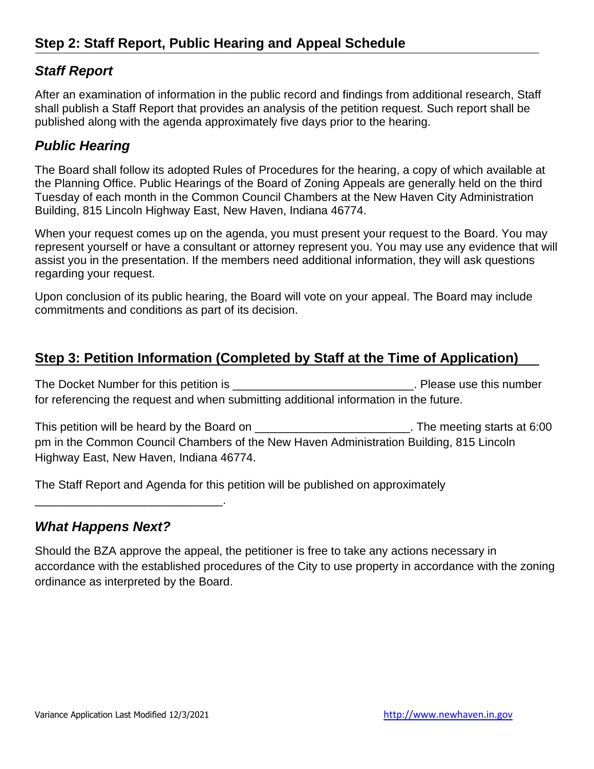## Step 2: Staff Report, Public Hearing and Appeal Schedule

### *Staff Report*

After an examination of information in the public record and findings from additional research, Staff shall publish a Staff Report that provides an analysis of the petition request. Such report shall be published along with the agenda approximately five days prior to the hearing.

### *Public Hearing*

The Board shall follow its adopted Rules of Procedures for the hearing, a copy of which available at the Planning Office. Public Hearings of the Board of Zoning Appeals are generally held on the third Tuesday of each month in the Common Council Chambers at the New Haven City Administration Building, 815 Lincoln Highway East, New Haven, Indiana 46774.

When your request comes up on the agenda, you must present your request to the Board. You may represent yourself or have a consultant or attorney represent you. You may use any evidence that will assist you in the presentation. If the members need additional information, they will ask questions regarding your request.

Upon conclusion of its public hearing, the Board will vote on your appeal. The Board may include commitments and conditions as part of its decision.

## Step 3: Petition Information (Completed by Staff at the Time of Application)

The Docket Number for this petition is ____________________________. Please use this number for referencing the request and when submitting additional information in the future.

This petition will be heard by the Board on ________________________. The meeting starts at 6:00 pm in the Common Council Chambers of the New Haven Administration Building, 815 Lincoln Highway East, New Haven, Indiana 46774.

The Staff Report and Agenda for this petition will be published on approximately _____________________________.

### *What Happens Next?*

Should the BZA approve the appeal, the petitioner is free to take any actions necessary in accordance with the established procedures of the City to use property in accordance with the zoning ordinance as interpreted by the Board.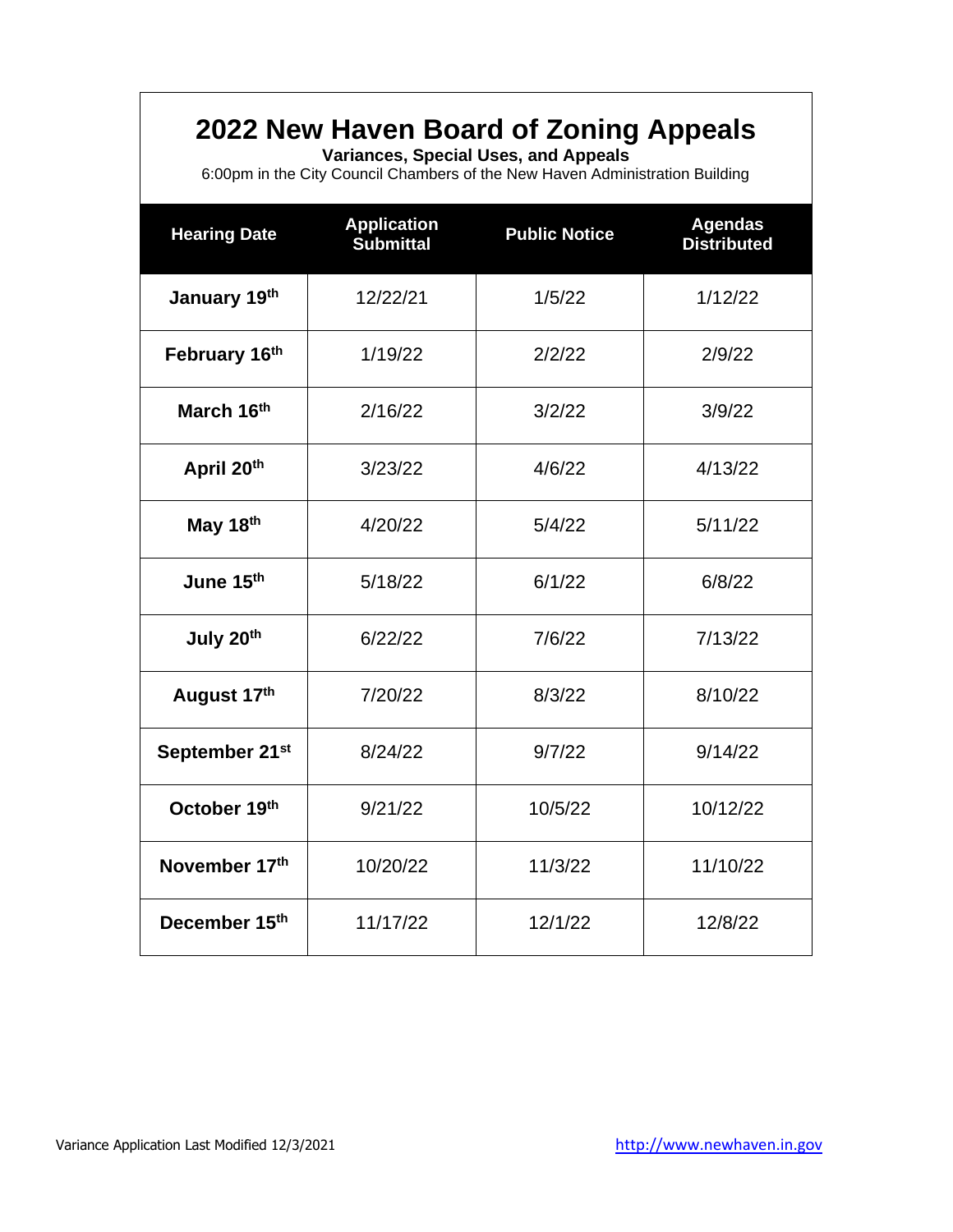# 2022 New Haven Board of Zoning Appeals

**Variances, Special Uses, and Appeals**

6:00pm in the City Council Chambers of the New Haven Administration Building

| Hearing Date | Application Submittal | Public Notice | Agendas Distributed |
|---|---|---|---|
| **January 19th** | 12/22/21 | 1/5/22 | 1/12/22 |
| **February 16th** | 1/19/22 | 2/2/22 | 2/9/22 |
| **March 16th** | 2/16/22 | 3/2/22 | 3/9/22 |
| **April 20th** | 3/23/22 | 4/6/22 | 4/13/22 |
| **May 18th** | 4/20/22 | 5/4/22 | 5/11/22 |
| **June 15th** | 5/18/22 | 6/1/22 | 6/8/22 |
| **July 20th** | 6/22/22 | 7/6/22 | 7/13/22 |
| **August 17th** | 7/20/22 | 8/3/22 | 8/10/22 |
| **September 21st** | 8/24/22 | 9/7/22 | 9/14/22 |
| **October 19th** | 9/21/22 | 10/5/22 | 10/12/22 |
| **November 17th** | 10/20/22 | 11/3/22 | 11/10/22 |
| **December 15th** | 11/17/22 | 12/1/22 | 12/8/22 |

Variance Application Last Modified 12/3/2021

http://www.newhaven.in.gov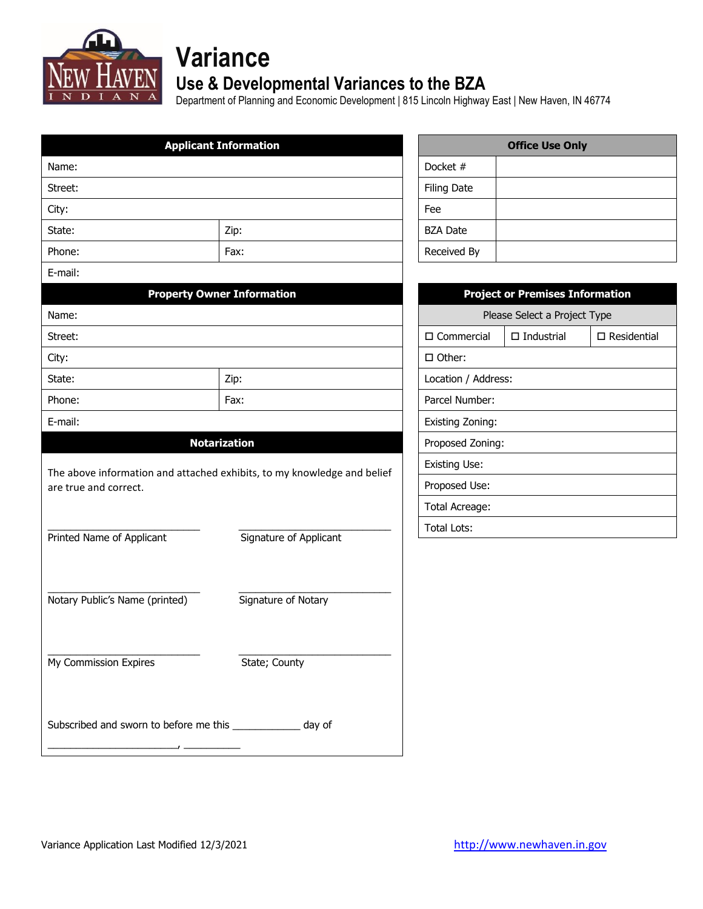# Variance

## Use & Developmental Variances to the BZA

Department of Planning and Economic Development | 815 Lincoln Highway East | New Haven, IN 46774

| Applicant Information | |
|---|---|
| Name: | |
| Street: | |
| City: | |
| State: | Zip: |
| Phone: | Fax: |
| E-mail: | |

| Property Owner Information | |
|---|---|
| Name: | |
| Street: | |
| City: | |
| State: | Zip: |
| Phone: | Fax: |
| E-mail: | |

### Notarization

The above information and attached exhibits, to my knowledge and belief are true and correct.

\_\_\_\_\_\_\_\_\_\_\_\_\_\_\_\_\_\_\_\_\_\_\_\_\_\_ Printed Name of Applicant

\_\_\_\_\_\_\_\_\_\_\_\_\_\_\_\_\_\_\_\_\_\_\_\_\_\_ Signature of Applicant

\_\_\_\_\_\_\_\_\_\_\_\_\_\_\_\_\_\_\_\_\_\_\_\_\_\_ Notary Public's Name (printed)

\_\_\_\_\_\_\_\_\_\_\_\_\_\_\_\_\_\_\_\_\_\_\_\_\_\_ Signature of Notary

\_\_\_\_\_\_\_\_\_\_\_\_\_\_\_\_\_\_\_\_\_\_\_\_\_\_ My Commission Expires

\_\_\_\_\_\_\_\_\_\_\_\_\_\_\_\_\_\_\_\_\_\_\_\_\_\_ State; County

Subscribed and sworn to before me this \_\_\_\_\_\_\_\_\_\_\_\_ day of

\_\_\_\_\_\_\_\_\_\_\_\_\_\_\_\_\_\_\_\_\_\_\_\_\_, \_\_\_\_\_\_\_\_\_\_\_

| Office Use Only | |
|---|---|
| Docket # | |
| Filing Date | |
| Fee | |
| BZA Date | |
| Received By | |

| Project or Premises Information | | |
|---|---|---|
| Please Select a Project Type | | |
| ☐ Commercial | ☐ Industrial | ☐ Residential |
| ☐ Other: | | |
| Location / Address: | | |
| Parcel Number: | | |
| Existing Zoning: | | |
| Proposed Zoning: | | |
| Existing Use: | | |
| Proposed Use: | | |
| Total Acreage: | | |
| Total Lots: | | |

Variance Application Last Modified 12/3/2021

http://www.newhaven.in.gov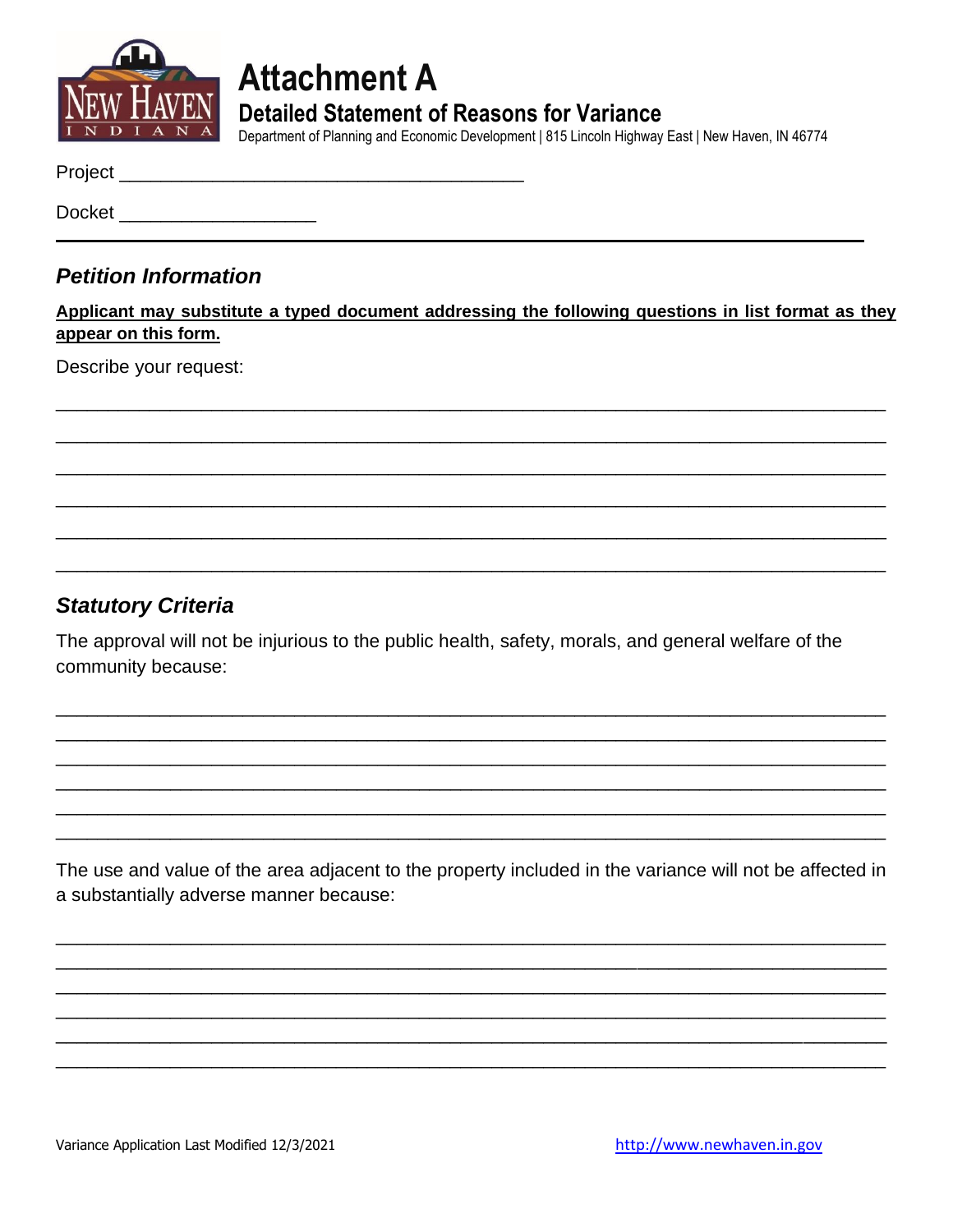# Attachment A

## Detailed Statement of Reasons for Variance

Department of Planning and Economic Development | 815 Lincoln Highway East | New Haven, IN 46774

Project ______________________________________

Docket __________________

---

### *Petition Information*

**Applicant may substitute a typed document addressing the following questions in list format as they appear on this form.**

Describe your request:

_______________________________________________________________________________

_______________________________________________________________________________

_______________________________________________________________________________

_______________________________________________________________________________

_______________________________________________________________________________

_______________________________________________________________________________

### *Statutory Criteria*

The approval will not be injurious to the public health, safety, morals, and general welfare of the community because:

_______________________________________________________________________________

_______________________________________________________________________________

_______________________________________________________________________________

_______________________________________________________________________________

_______________________________________________________________________________

_______________________________________________________________________________

The use and value of the area adjacent to the property included in the variance will not be affected in a substantially adverse manner because:

_______________________________________________________________________________

_______________________________________________________________________________

_______________________________________________________________________________

_______________________________________________________________________________

_______________________________________________________________________________

_______________________________________________________________________________

Variance Application Last Modified 12/3/2021

http://www.newhaven.in.gov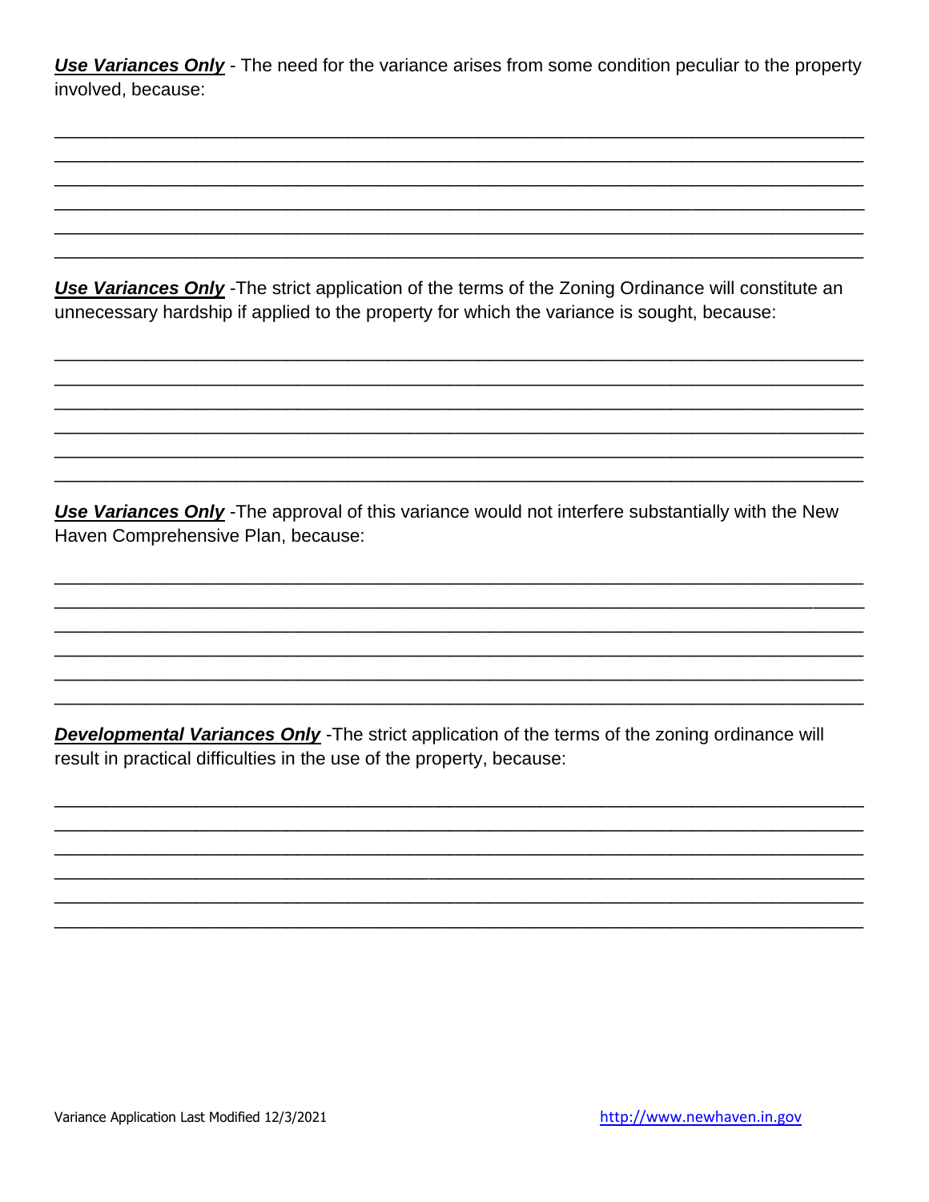***Use Variances Only*** - The need for the variance arises from some condition peculiar to the property involved, because:

______________________________________________________________________________
______________________________________________________________________________
______________________________________________________________________________
______________________________________________________________________________
______________________________________________________________________________
______________________________________________________________________________

***Use Variances Only*** -The strict application of the terms of the Zoning Ordinance will constitute an unnecessary hardship if applied to the property for which the variance is sought, because:

______________________________________________________________________________
______________________________________________________________________________
______________________________________________________________________________
______________________________________________________________________________
______________________________________________________________________________
______________________________________________________________________________

***Use Variances Only*** -The approval of this variance would not interfere substantially with the New Haven Comprehensive Plan, because:

______________________________________________________________________________
______________________________________________________________________________
______________________________________________________________________________
______________________________________________________________________________
______________________________________________________________________________
______________________________________________________________________________

***Developmental Variances Only*** -The strict application of the terms of the zoning ordinance will result in practical difficulties in the use of the property, because:

______________________________________________________________________________
______________________________________________________________________________
______________________________________________________________________________
______________________________________________________________________________
______________________________________________________________________________
______________________________________________________________________________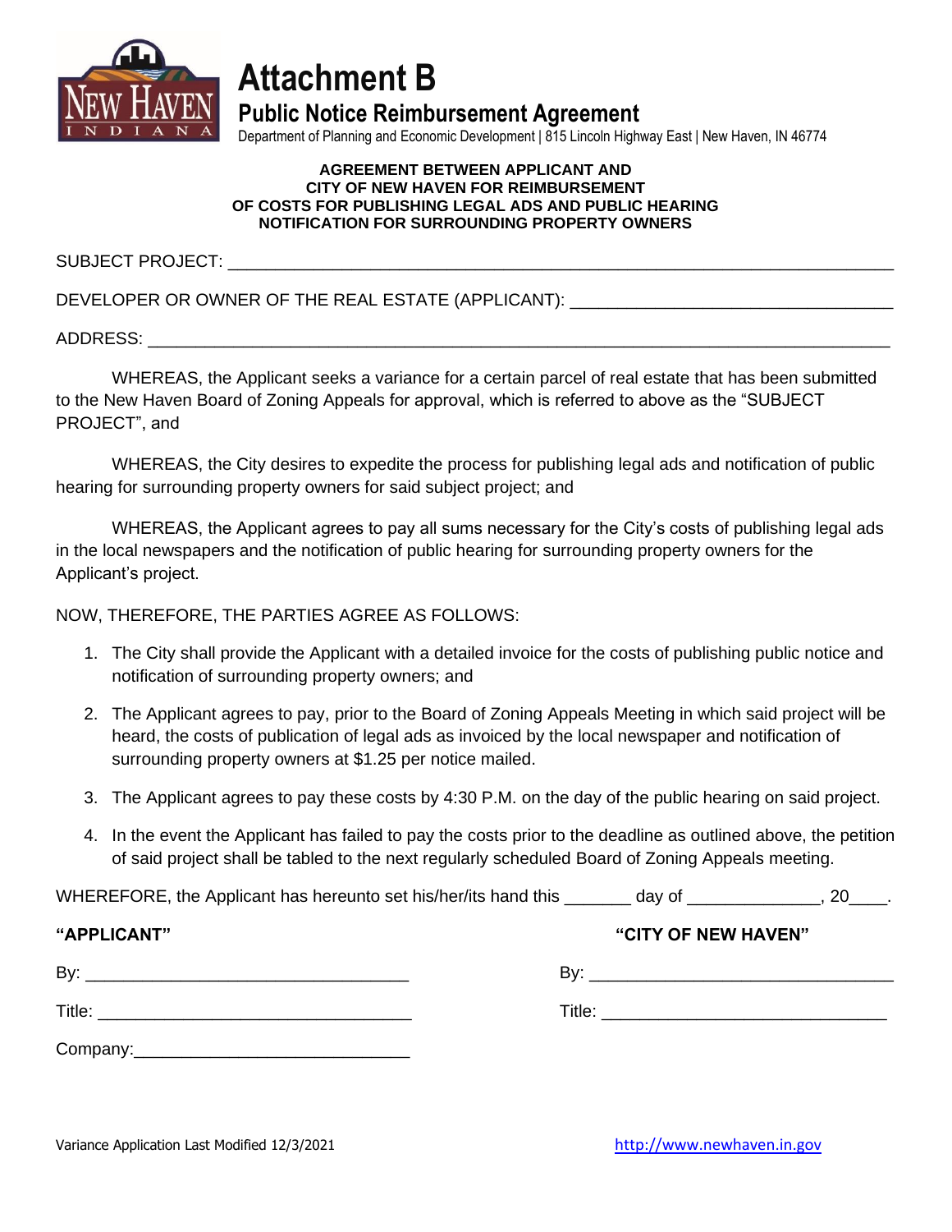# Attachment B

## Public Notice Reimbursement Agreement

Department of Planning and Economic Development | 815 Lincoln Highway East | New Haven, IN 46774

**AGREEMENT BETWEEN APPLICANT AND CITY OF NEW HAVEN FOR REIMBURSEMENT OF COSTS FOR PUBLISHING LEGAL ADS AND PUBLIC HEARING NOTIFICATION FOR SURROUNDING PROPERTY OWNERS**

SUBJECT PROJECT: ___________________________________________________________________

DEVELOPER OR OWNER OF THE REAL ESTATE (APPLICANT): _________________________________

ADDRESS: __________________________________________________________________________

WHEREAS, the Applicant seeks a variance for a certain parcel of real estate that has been submitted to the New Haven Board of Zoning Appeals for approval, which is referred to above as the "SUBJECT PROJECT", and

WHEREAS, the City desires to expedite the process for publishing legal ads and notification of public hearing for surrounding property owners for said subject project; and

WHEREAS, the Applicant agrees to pay all sums necessary for the City's costs of publishing legal ads in the local newspapers and the notification of public hearing for surrounding property owners for the Applicant's project.

NOW, THEREFORE, THE PARTIES AGREE AS FOLLOWS:

1. The City shall provide the Applicant with a detailed invoice for the costs of publishing public notice and notification of surrounding property owners; and
2. The Applicant agrees to pay, prior to the Board of Zoning Appeals Meeting in which said project will be heard, the costs of publication of legal ads as invoiced by the local newspaper and notification of surrounding property owners at $1.25 per notice mailed.
3. The Applicant agrees to pay these costs by 4:30 P.M. on the day of the public hearing on said project.
4. In the event the Applicant has failed to pay the costs prior to the deadline as outlined above, the petition of said project shall be tabled to the next regularly scheduled Board of Zoning Appeals meeting.

WHEREFORE, the Applicant has hereunto set his/her/its hand this _______ day of ______________, 20____.

| **"APPLICANT"** | **"CITY OF NEW HAVEN"** |
|---|---|
| By: ________________________________ | By: ________________________________ |
| Title: ______________________________ | Title: ______________________________ |
| Company: ___________________________ | |

Variance Application Last Modified 12/3/2021

http://www.newhaven.in.gov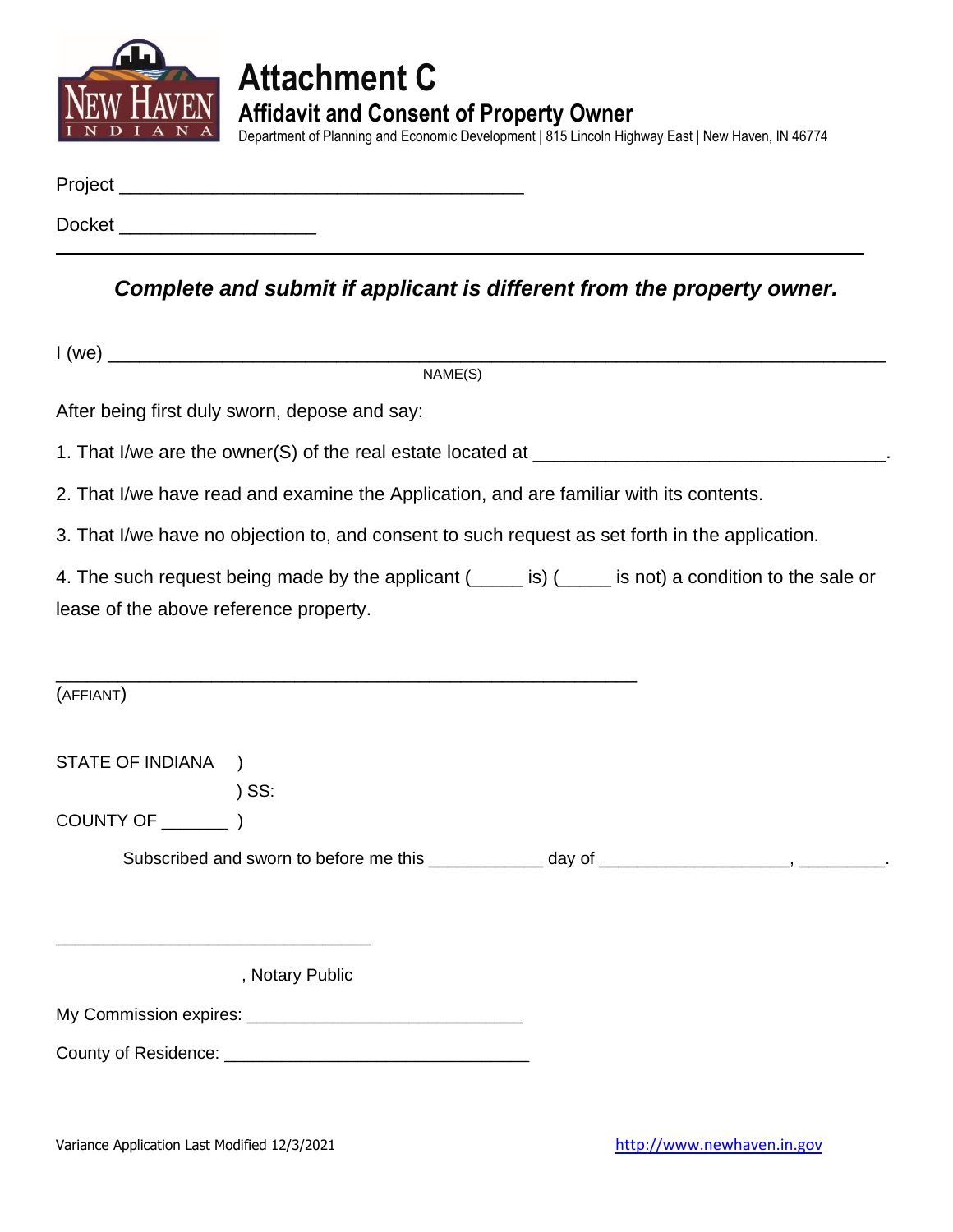# Attachment C

## Affidavit and Consent of Property Owner

Department of Planning and Economic Development | 815 Lincoln Highway East | New Haven, IN 46774

Project ______________________________________

Docket __________________

---

***Complete and submit if applicant is different from the property owner.***

I (we) ______________________________________________________________________
NAME(S)

After being first duly sworn, depose and say:

1. That I/we are the owner(S) of the real estate located at __________________________________.

2. That I/we have read and examine the Application, and are familiar with its contents.

3. That I/we have no objection to, and consent to such request as set forth in the application.

4. The such request being made by the applicant (_____ is) (_____ is not) a condition to the sale or lease of the above reference property.

_______________________________________________________
(AFFIANT)

STATE OF INDIANA )
) SS:
COUNTY OF _______ )

Subscribed and sworn to before me this ___________ day of __________________, _________.

______________________________
, Notary Public

My Commission expires: __________________________

County of Residence: _____________________________

Variance Application Last Modified 12/3/2021

http://www.newhaven.in.gov